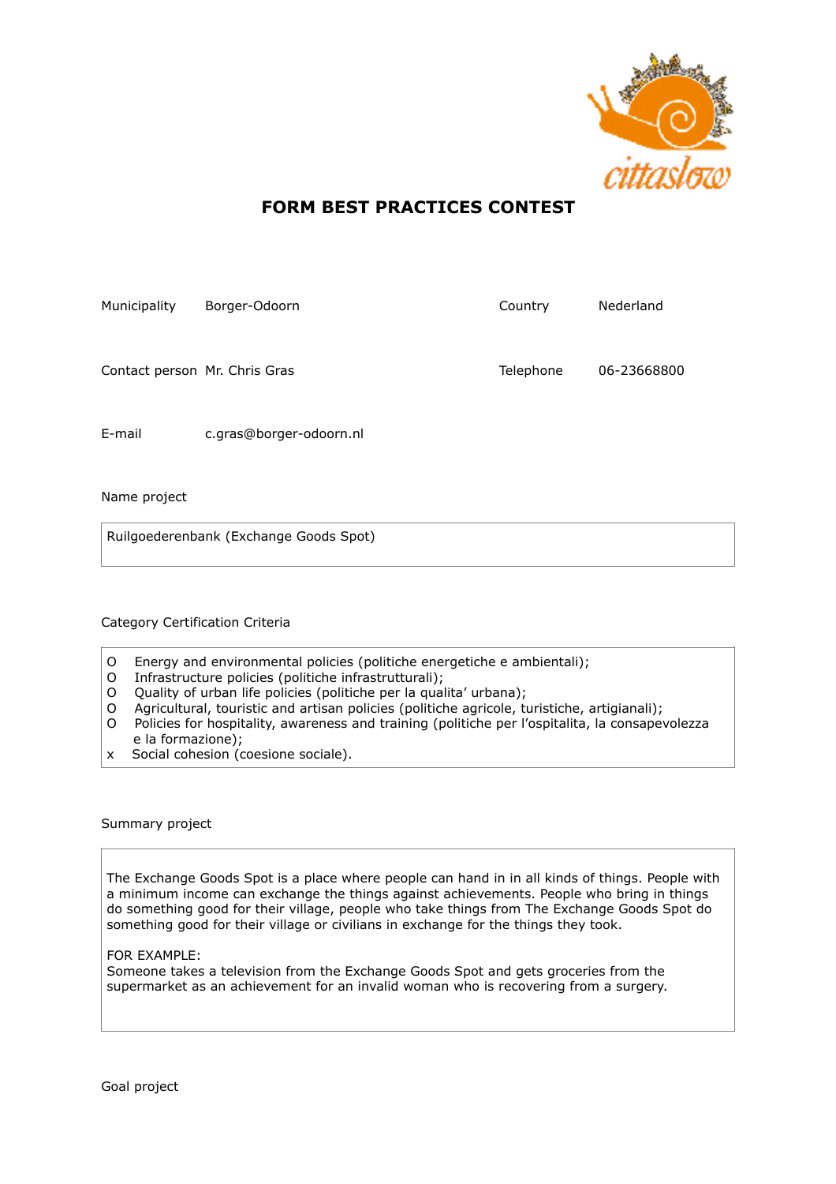# FORM BEST PRACTICES CONTEST

| | | | |
|---|---|---|---|
| Municipality | Borger-Odoorn | Country | Nederland |
| Contact person | Mr. Chris Gras | Telephone | 06-23668800 |
| E-mail | c.gras@borger-odoorn.nl | | |

Name project

Ruilgoederenbank (Exchange Goods Spot)

Category Certification Criteria

- O Energy and environmental policies (politiche energetiche e ambientali);
- O Infrastructure policies (politiche infrastrutturali);
- O Quality of urban life policies (politiche per la qualita' urbana);
- O Agricultural, touristic and artisan policies (politiche agricole, turistiche, artigianali);
- O Policies for hospitality, awareness and training (politiche per l'ospitalita, la consapevolezza e la formazione);
- x Social cohesion (coesione sociale).

Summary project

The Exchange Goods Spot is a place where people can hand in in all kinds of things. People with a minimum income can exchange the things against achievements. People who bring in things do something good for their village, people who take things from The Exchange Goods Spot do something good for their village or civilians in exchange for the things they took.

FOR EXAMPLE:
Someone takes a television from the Exchange Goods Spot and gets groceries from the supermarket as an achievement for an invalid woman who is recovering from a surgery.

Goal project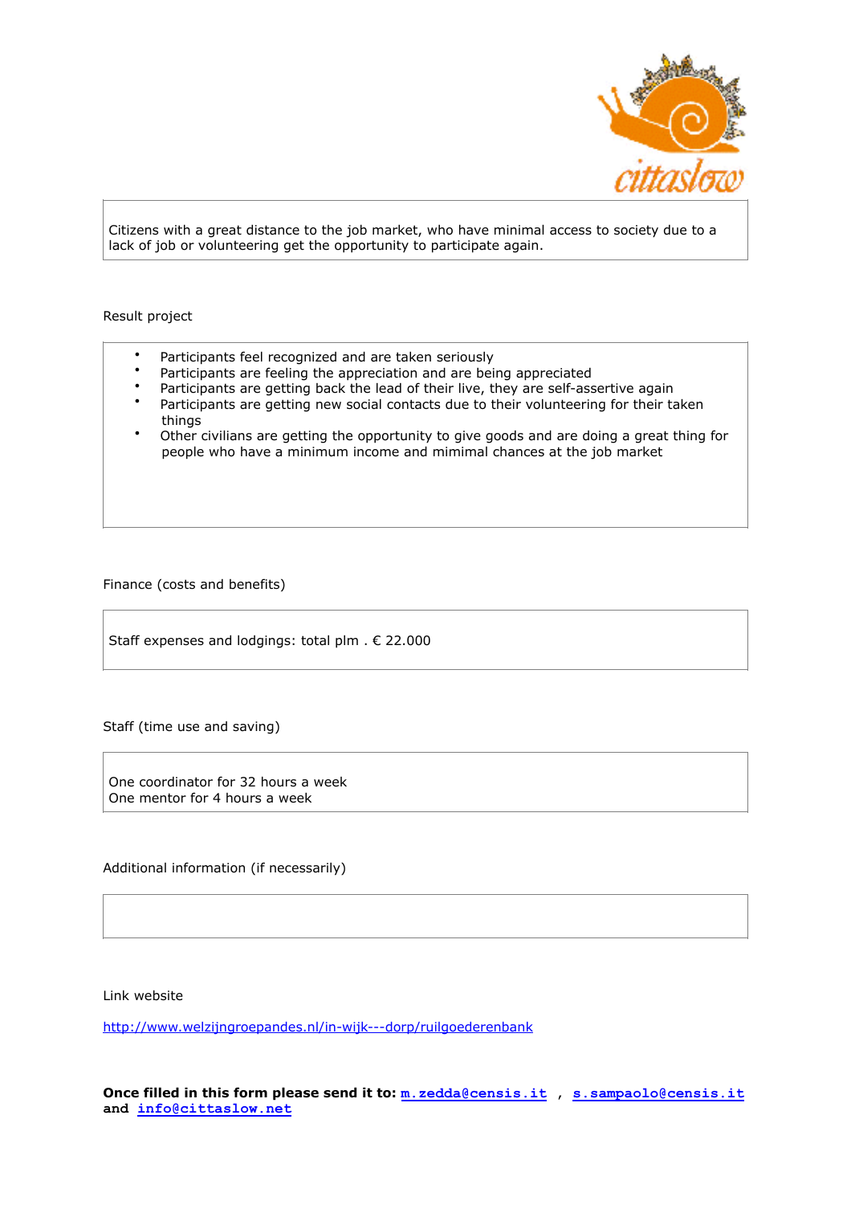Citizens with a great distance to the job market, who have minimal access to society due to a lack of job or volunteering get the opportunity to participate again.

Result project

- Participants feel recognized and are taken seriously
- Participants are feeling the appreciation and are being appreciated
- Participants are getting back the lead of their live, they are self-assertive again
- Participants are getting new social contacts due to their volunteering for their taken things
- Other civilians are getting the opportunity to give goods and are doing a great thing for people who have a minimum income and mimimal chances at the job market

Finance (costs and benefits)

Staff expenses and lodgings: total plm . € 22.000

Staff (time use and saving)

One coordinator for 32 hours a week
One mentor for 4 hours a week

Additional information (if necessarily)

Link website

http://www.welzijngroepandes.nl/in-wijk---dorp/ruilgoederenbank

**Once filled in this form please send it to:** m.zedda@censis.it , s.sampaolo@censis.it **and** info@cittaslow.net